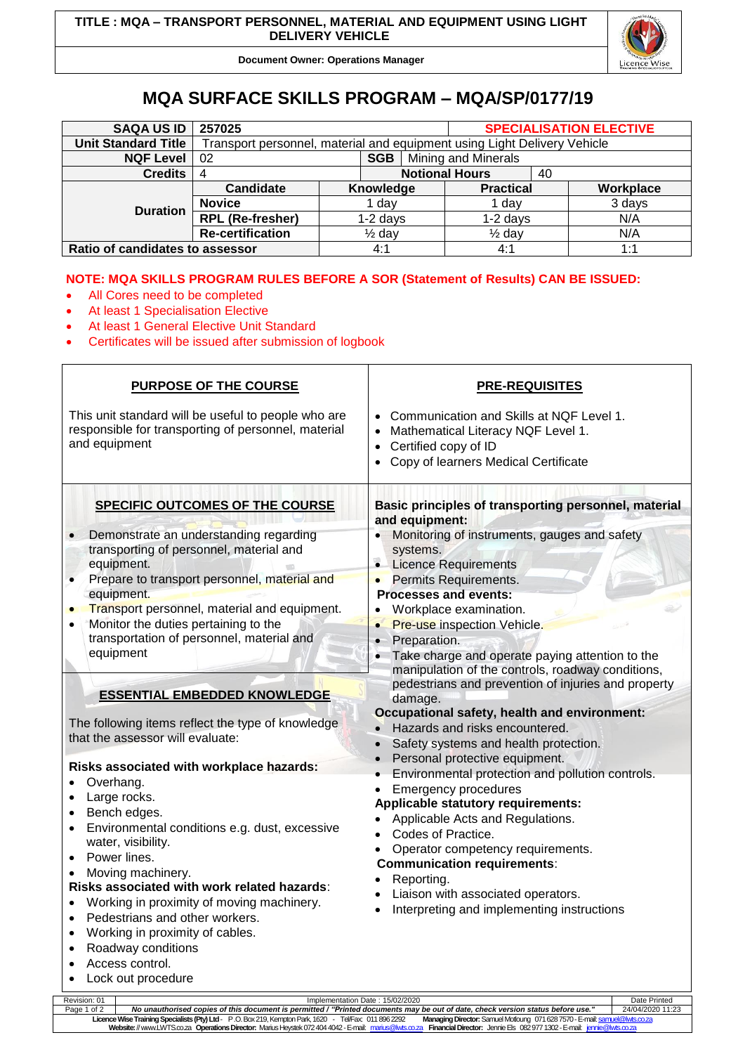# MQA SURFACE SKILLS PROGRAM – MQA/SP/0177/19

| SAQA US ID | 257025 | | | SPECIALISATION ELECTIVE |
|---|---|---|---|---|
| Unit Standard Title | Transport personnel, material and equipment using Light Delivery Vehicle | | | |
| NQF Level | 02 | SGB | Mining and Minerals | |
| Credits | 4 | Notional Hours | 40 | |
| Duration | Candidate | Knowledge | Practical | Workplace |
| | Novice | 1 day | 1 day | 3 days |
| | RPL (Re-fresher) | 1-2 days | 1-2 days | N/A |
| | Re-certification | ½ day | ½ day | N/A |
| Ratio of candidates to assessor | | 4:1 | 4:1 | 1:1 |

**NOTE: MQA SKILLS PROGRAM RULES BEFORE A SOR (Statement of Results) CAN BE ISSUED:**

- All Cores need to be completed
- At least 1 Specialisation Elective
- At least 1 General Elective Unit Standard
- Certificates will be issued after submission of logbook

## PURPOSE OF THE COURSE

This unit standard will be useful to people who are responsible for transporting of personnel, material and equipment

## PRE-REQUISITES

- Communication and Skills at NQF Level 1.
- Mathematical Literacy NQF Level 1.
- Certified copy of ID
- Copy of learners Medical Certificate

## SPECIFIC OUTCOMES OF THE COURSE

- Demonstrate an understanding regarding transporting of personnel, material and equipment.
- Prepare to transport personnel, material and equipment.
- Transport personnel, material and equipment.
- Monitor the duties pertaining to the transportation of personnel, material and equipment

## ESSENTIAL EMBEDDED KNOWLEDGE

The following items reflect the type of knowledge that the assessor will evaluate:

**Risks associated with workplace hazards:**

- Overhang.
- Large rocks.
- Bench edges.
- Environmental conditions e.g. dust, excessive water, visibility.
- Power lines.
- Moving machinery.

**Risks associated with work related hazards**:

- Working in proximity of moving machinery.
- Pedestrians and other workers.
- Working in proximity of cables.
- Roadway conditions
- Access control.
- Lock out procedure

**Basic principles of transporting personnel, material and equipment:**

- Monitoring of instruments, gauges and safety systems.
- Licence Requirements
- Permits Requirements.

**Processes and events:**

- Workplace examination.
- Pre-use inspection Vehicle.
- Preparation.
- Take charge and operate paying attention to the manipulation of the controls, roadway conditions, pedestrians and prevention of injuries and property damage.

**Occupational safety, health and environment:**

- Hazards and risks encountered.
- Safety systems and health protection.
- Personal protective equipment.
- Environmental protection and pollution controls.
- Emergency procedures

**Applicable statutory requirements:**

- Applicable Acts and Regulations.
- Codes of Practice.
- Operator competency requirements.

**Communication requirements**:

- Reporting.
- Liaison with associated operators.
- Interpreting and implementing instructions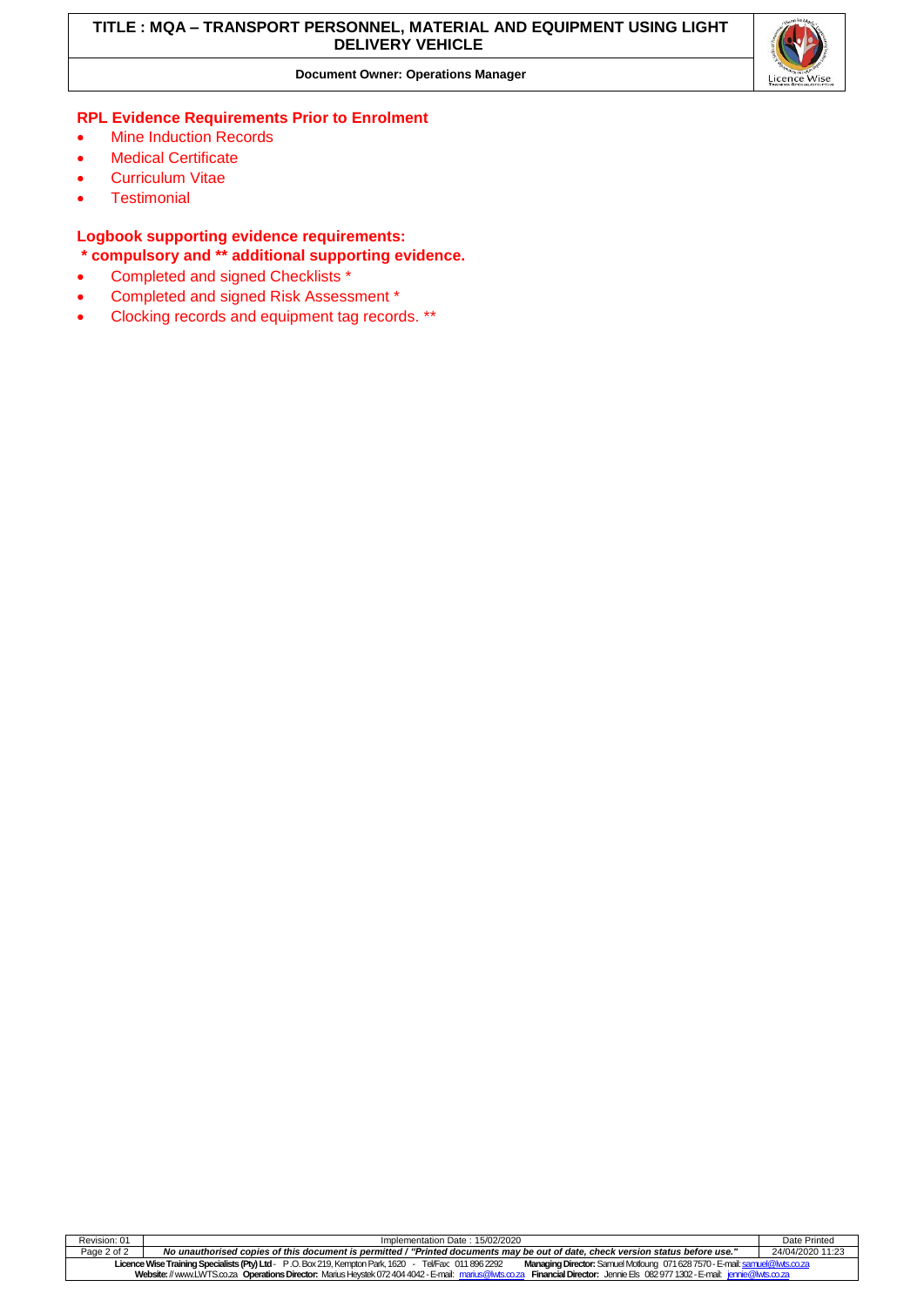## RPL Evidence Requirements Prior to Enrolment

- Mine Induction Records
- Medical Certificate
- Curriculum Vitae
- Testimonial

## Logbook supporting evidence requirements:

**\* compulsory and \*\* additional supporting evidence.**

- Completed and signed Checklists *
- Completed and signed Risk Assessment *
- Clocking records and equipment tag records. **